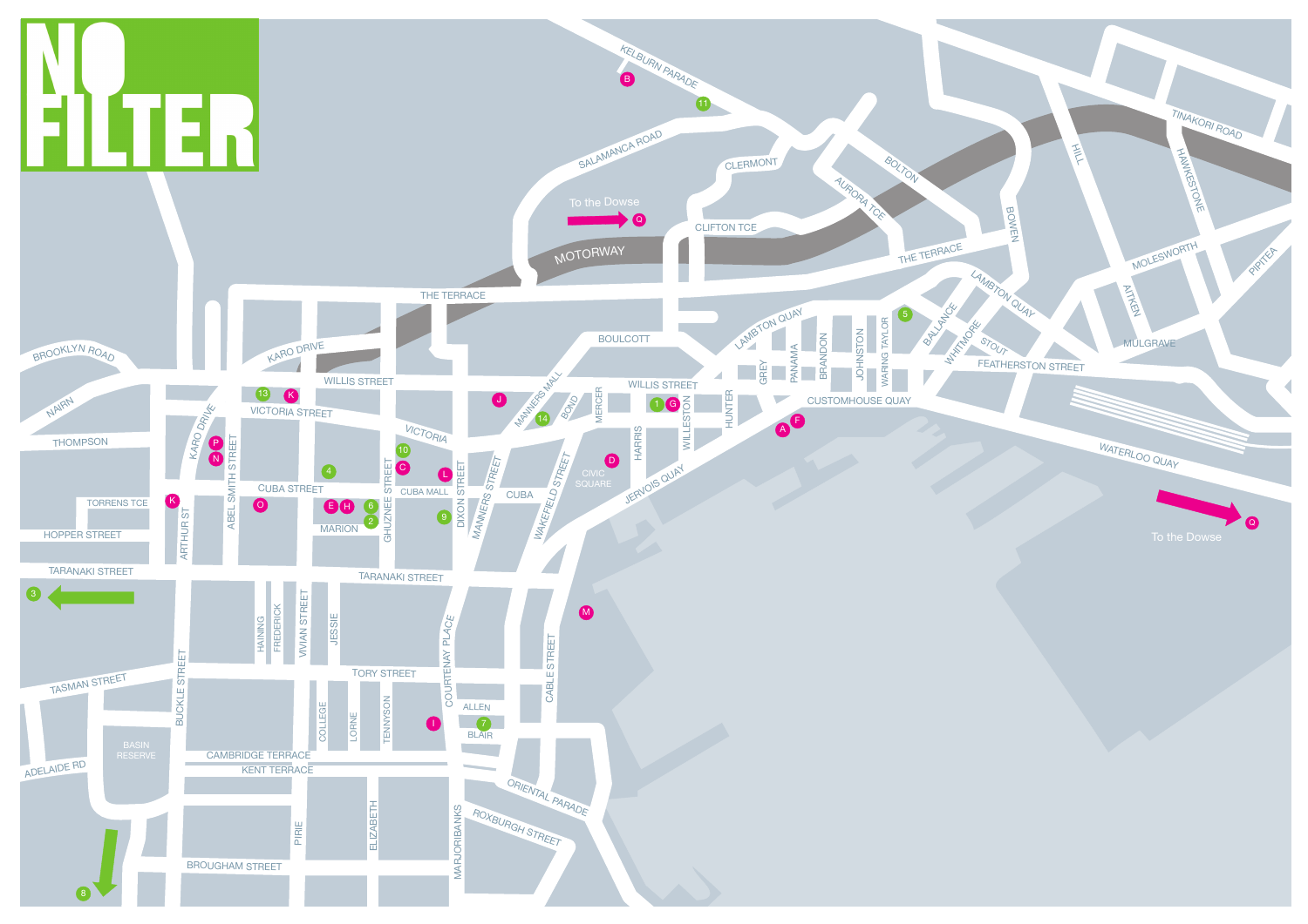# NO FILTER

To the Dowse Q

To the Dowse Q

KELBURN PARADE
SALAMANCA ROAD
CLERMONT
CLIFTON TCE
BOLTON
AURORA TCE
TINAKORI ROAD
HAWKESTONE
HILL
BOWEN
MOTORWAY
THE TERRACE
MOLESWORTH
PIPITEA
AITKEN
MULGRAVE
LAMBTON QUAY
BALLANCE
WHITMORE
STOUT
FEATHERSTON STREET
WARING TAYLOR
JOHNSTON
BRANDON
PANAMA
GREY
HUNTER
BOULCOTT
WILLIS STREET
CUSTOMHOUSE QUAY
WATERLOO QUAY
JERVOIS QUAY
WILLESTON
HARRIS
MERCER
BOND
MANNERS MALL
CIVIC SQUARE
WAKEFIELD STREET
CUBA
MANNERS STREET
DIXON STREET
CUBA MALL
GHUZNEE STREET
VICTORIA
VICTORIA STREET
CUBA STREET
MARION
KARO DRIVE
BROOKLYN ROAD
NAIRN
THOMPSON
TORRENS TCE
HOPPER STREET
TARANAKI STREET
ARTHUR ST
ABEL SMITH STREET
HAINING
FREDERICK
VIVIAN STREET
JESSIE
COURTENAY PLACE
CABLE STREET
TASMAN STREET
BUCKLE STREET
TORY STREET
COLLEGE
LORNE
TENNYSON
ALLEN
BLAIR
BASIN RESERVE
CAMBRIDGE TERRACE
KENT TERRACE
ADELAIDE RD
ORIENTAL PARADE
ROXBURGH STREET
PIRIE
ELIZABETH
MARJORIBANKS
BROUGHAM STREET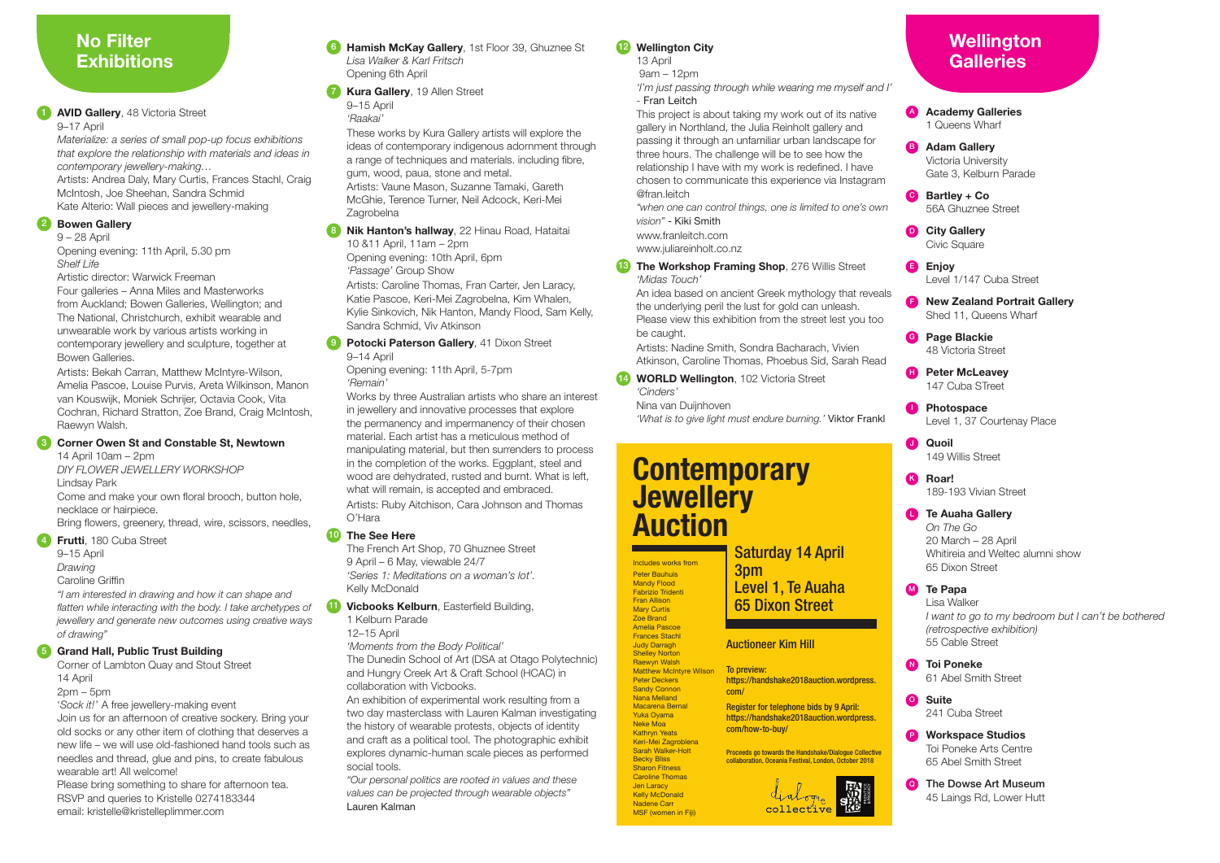## No Filter Exhibitions

1 **AVID Gallery**, 48 Victoria Street
9–17 April
*Materialize: a series of small pop-up focus exhibitions that explore the relationship with materials and ideas in contemporary jewellery-making…*
Artists: Andrea Daly, Mary Curtis, Frances Stachl, Craig McIntosh, Joe Sheehan, Sandra Schmid
Kate Alterio: Wall pieces and jewellery-making

2 **Bowen Gallery**
9 – 28 April
Opening evening: 11th April, 5.30 pm
*Shelf Life*
Artistic director: Warwick Freeman
Four galleries – Anna Miles and Masterworks from Auckland; Bowen Galleries, Wellington; and The National, Christchurch, exhibit wearable and unwearable work by various artists working in contemporary jewellery and sculpture, together at Bowen Galleries.
Artists: Bekah Carran, Matthew McIntyre-Wilson, Amelia Pascoe, Louise Purvis, Areta Wilkinson, Manon van Kouswijk, Moniek Schrijer, Octavia Cook, Vita Cochran, Richard Stratton, Zoe Brand, Craig McIntosh, Raewyn Walsh.

3 **Corner Owen St and Constable St, Newtown**
14 April 10am – 2pm
*DIY FLOWER JEWELLERY WORKSHOP*
Lindsay Park
Come and make your own floral brooch, button hole, necklace or hairpiece.
Bring flowers, greenery, thread, wire, scissors, needles,

4 **Frutti**, 180 Cuba Street
9–15 April
*Drawing*
Caroline Griffin
*"I am interested in drawing and how it can shape and flatten while interacting with the body. I take archetypes of jewellery and generate new outcomes using creative ways of drawing"*

5 **Grand Hall, Public Trust Building**
Corner of Lambton Quay and Stout Street
14 April
2pm – 5pm
'*Sock it!*' A free jewellery-making event
Join us for an afternoon of creative sockery. Bring your old socks or any other item of clothing that deserves a new life – we will use old-fashioned hand tools such as needles and thread, glue and pins, to create fabulous wearable art! All welcome!
Please bring something to share for afternoon tea.
RSVP and queries to Kristelle 0274183344
email: kristelle@kristelleplimmer.com

6 **Hamish McKay Gallery**, 1st Floor 39, Ghuznee St
*Lisa Walker & Karl Fritsch*
Opening 6th April

7 **Kura Gallery**, 19 Allen Street
9–15 April
*'Raakai'*
These works by Kura Gallery artists will explore the ideas of contemporary indigenous adornment through a range of techniques and materials. including fibre, gum, wood, paua, stone and metal.
Artists: Vaune Mason, Suzanne Tamaki, Gareth McGhie, Terence Turner, Neil Adcock, Keri-Mei Zagrobelna

8 **Nik Hanton's hallway**, 22 Hinau Road, Hataitai
10 &11 April, 11am – 2pm
Opening evening: 10th April, 6pm
*'Passage'* Group Show
Artists: Caroline Thomas, Fran Carter, Jen Laracy, Katie Pascoe, Keri-Mei Zagrobelna, Kim Whalen, Kylie Sinkovich, Nik Hanton, Mandy Flood, Sam Kelly, Sandra Schmid, Viv Atkinson

9 **Potocki Paterson Gallery**, 41 Dixon Street
9–14 April
Opening evening: 11th April, 5-7pm
*'Remain'*
Works by three Australian artists who share an interest in jewellery and innovative processes that explore the permanency and impermanency of their chosen material. Each artist has a meticulous method of manipulating material, but then surrenders to process in the completion of the works. Eggplant, steel and wood are dehydrated, rusted and burnt. What is left, what will remain, is accepted and embraced.
Artists: Ruby Aitchison, Cara Johnson and Thomas O'Hara

10 **The See Here**
The French Art Shop, 70 Ghuznee Street
9 April – 6 May, viewable 24/7
*'Series 1: Meditations on a woman's lot'*.
Kelly McDonald

11 **Vicbooks Kelburn**, Easterfield Building,
1 Kelburn Parade
12–15 April
*'Moments from the Body Political'*
The Dunedin School of Art (DSA at Otago Polytechnic) and Hungry Creek Art & Craft School (HCAC) in collaboration with Vicbooks.
An exhibition of experimental work resulting from a two day masterclass with Lauren Kalman investigating the history of wearable protests, objects of identity and craft as a political tool. The photographic exhibit explores dynamic-human scale pieces as performed social tools.
*"Our personal politics are rooted in values and these values can be projected through wearable objects"*
Lauren Kalman

12 **Wellington City**
13 April
9am – 12pm
*'I'm just passing through while wearing me myself and I'*
- Fran Leitch
This project is about taking my work out of its native gallery in Northland, the Julia Reinholt gallery and passing it through an unfamiliar urban landscape for three hours. The challenge will be to see how the relationship I have with my work is redefined. I have chosen to communicate this experience via Instagram @fran.leitch
*"when one can control things, one is limited to one's own vision"* - Kiki Smith
www.franleitch.com
www.juliareinholt.co.nz

13 **The Workshop Framing Shop**, 276 Willis Street
*'Midas Touch'*
An idea based on ancient Greek mythology that reveals the underlying peril the lust for gold can unleash. Please view this exhibition from the street lest you too be caught.
Artists: Nadine Smith, Sondra Bacharach, Vivien Atkinson, Caroline Thomas, Phoebus Sid, Sarah Read

14 **WORLD Wellington**, 102 Victoria Street
*'Cinders'*
Nina van Duijnhoven
*'What is to give light must endure burning.'* Viktor Frankl

# Contemporary Jewellery Auction

**Saturday 14 April**
**3pm**
**Level 1, Te Auaha**
**65 Dixon Street**

**Auctioneer Kim Hill**

Includes works from
Peter Bauhuis
Mandy Flood
Fabrizio Tridenti
Fran Allison
Mary Curtis
Zoe Brand
Amelia Pascoe
Frances Stachl
Judy Darragh
Shelley Norton
Raewyn Walsh
Matthew McIntyre Wilson
Peter Deckers
Sandy Connon
Nana Melland
Macarena Bernal
Yuka Oyama
Neke Moa
Kathryn Yeats
Keri-Mei Zagroblena
Sarah Walker-Holt
Becky Bliss
Sharon Fitness
Caroline Thomas
Jen Laracy
Kelly McDonald
Nadene Carr
MSF (women in Fiji)

To preview:
https://handshake2018auction.wordpress.com/

Register for telephone bids by 9 April:
https://handshake2018auction.wordpress.com/how-to-buy/

Proceeds go towards the Handshake/Dialogue Collective collaboration, Oceania Festival, London, October 2018

dialogue collective

## Wellington Galleries

A **Academy Galleries**
1 Queens Wharf

B **Adam Gallery**
Victoria University
Gate 3, Kelburn Parade

C **Bartley + Co**
56A Ghuznee Street

D **City Gallery**
Civic Square

E **Enjoy**
Level 1/147 Cuba Street

F **New Zealand Portrait Gallery**
Shed 11, Queens Wharf

G **Page Blackie**
48 Victoria Street

H **Peter McLeavey**
147 Cuba STreet

I **Photospace**
Level 1, 37 Courtenay Place

J **Quoil**
149 Willis Street

K **Roar!**
189-193 Vivian Street

L **Te Auaha Gallery**
*On The Go*
20 March – 28 April
Whitireia and Weltec alumni show
65 Dixon Street

M **Te Papa**
Lisa Walker
*I want to go to my bedroom but I can't be bothered (retrospective exhibition)*
55 Cable Street

N **Toi Poneke**
61 Abel Smith Street

O **Suite**
241 Cuba Street

P **Workspace Studios**
Toi Poneke Arts Centre
65 Abel Smith Street

Q **The Dowse Art Museum**
45 Laings Rd, Lower Hutt